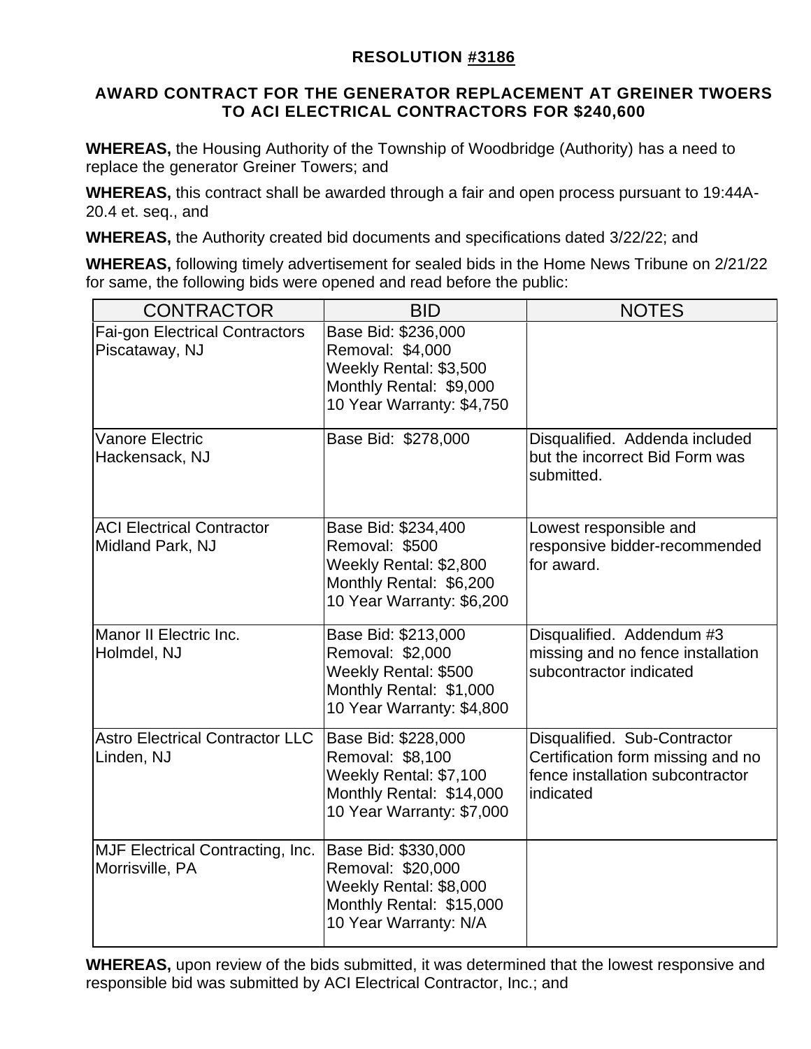# RESOLUTION #3186

## AWARD CONTRACT FOR THE GENERATOR REPLACEMENT AT GREINER TWOERS TO ACI ELECTRICAL CONTRACTORS FOR $240,600

**WHEREAS,** the Housing Authority of the Township of Woodbridge (Authority) has a need to replace the generator Greiner Towers; and

**WHEREAS,** this contract shall be awarded through a fair and open process pursuant to 19:44A-20.4 et. seq., and

**WHEREAS,** the Authority created bid documents and specifications dated 3/22/22; and

**WHEREAS,** following timely advertisement for sealed bids in the Home News Tribune on 2/21/22 for same, the following bids were opened and read before the public:

| CONTRACTOR | BID | NOTES |
|---|---|---|
| Fai-gon Electrical Contractors<br>Piscataway, NJ | Base Bid: $236,000<br>Removal: $4,000<br>Weekly Rental: $3,500<br>Monthly Rental: $9,000<br>10 Year Warranty: $4,750 | |
| Vanore Electric<br>Hackensack, NJ | Base Bid: $278,000 | Disqualified. Addenda included but the incorrect Bid Form was submitted. |
| ACI Electrical Contractor<br>Midland Park, NJ | Base Bid: $234,400<br>Removal: $500<br>Weekly Rental: $2,800<br>Monthly Rental: $6,200<br>10 Year Warranty: $6,200 | Lowest responsible and responsive bidder-recommended for award. |
| Manor II Electric Inc.<br>Holmdel, NJ | Base Bid: $213,000<br>Removal: $2,000<br>Weekly Rental: $500<br>Monthly Rental: $1,000<br>10 Year Warranty: $4,800 | Disqualified. Addendum #3 missing and no fence installation subcontractor indicated |
| Astro Electrical Contractor LLC<br>Linden, NJ | Base Bid: $228,000<br>Removal: $8,100<br>Weekly Rental: $7,100<br>Monthly Rental: $14,000<br>10 Year Warranty: $7,000 | Disqualified. Sub-Contractor Certification form missing and no fence installation subcontractor indicated |
| MJF Electrical Contracting, Inc.<br>Morrisville, PA | Base Bid: $330,000<br>Removal: $20,000<br>Weekly Rental: $8,000<br>Monthly Rental: $15,000<br>10 Year Warranty: N/A | |

**WHEREAS,** upon review of the bids submitted, it was determined that the lowest responsive and responsible bid was submitted by ACI Electrical Contractor, Inc.; and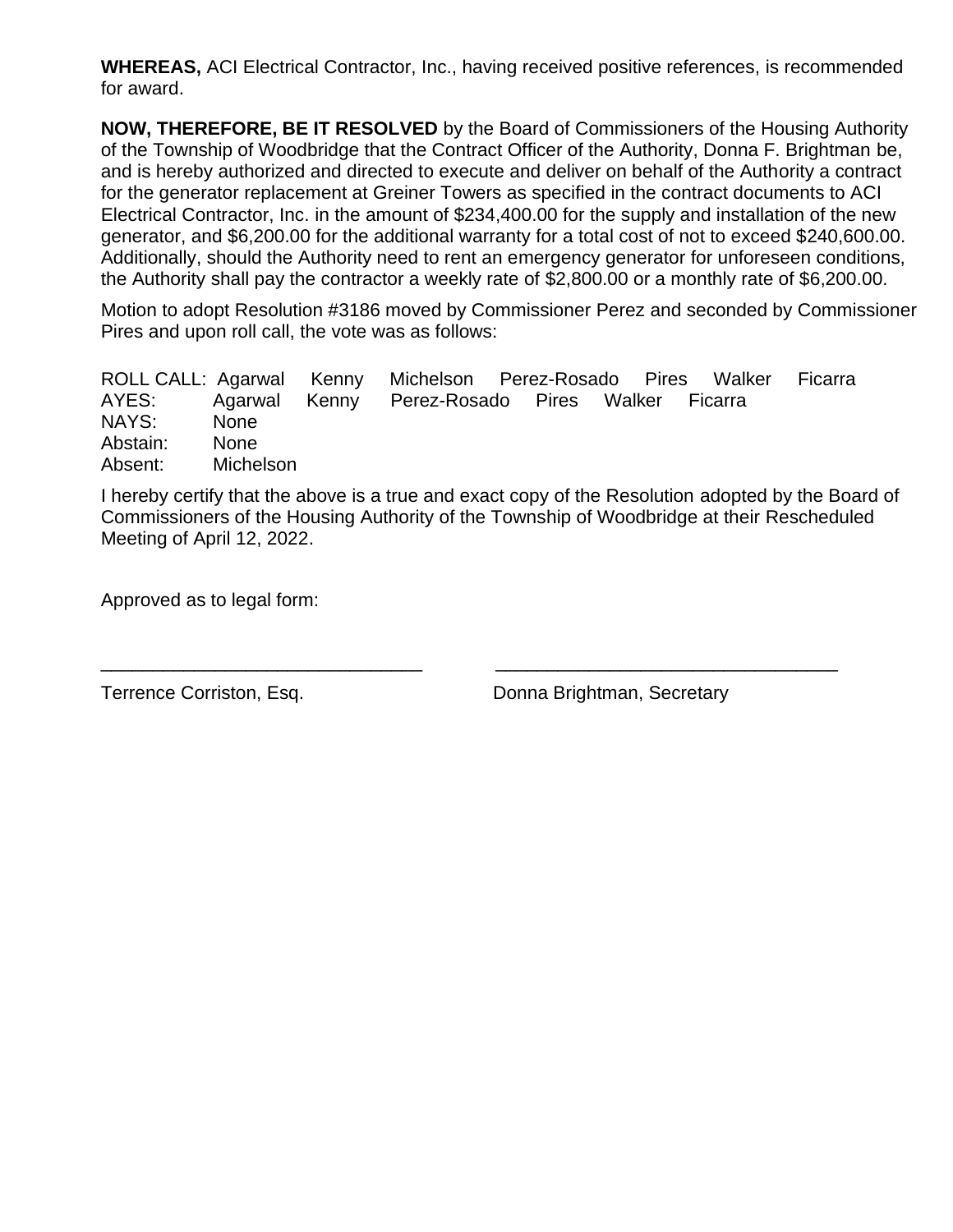**WHEREAS,** ACI Electrical Contractor, Inc., having received positive references, is recommended for award.

**NOW, THEREFORE, BE IT RESOLVED** by the Board of Commissioners of the Housing Authority of the Township of Woodbridge that the Contract Officer of the Authority, Donna F. Brightman be, and is hereby authorized and directed to execute and deliver on behalf of the Authority a contract for the generator replacement at Greiner Towers as specified in the contract documents to ACI Electrical Contractor, Inc. in the amount of $234,400.00 for the supply and installation of the new generator, and $6,200.00 for the additional warranty for a total cost of not to exceed $240,600.00. Additionally, should the Authority need to rent an emergency generator for unforeseen conditions, the Authority shall pay the contractor a weekly rate of $2,800.00 or a monthly rate of $6,200.00.

Motion to adopt Resolution #3186 moved by Commissioner Perez and seconded by Commissioner Pires and upon roll call, the vote was as follows:

ROLL CALL: Agarwal Kenny Michelson Perez-Rosado Pires Walker Ficarra
AYES: Agarwal Kenny Perez-Rosado Pires Walker Ficarra
NAYS: None
Abstain: None
Absent: Michelson

I hereby certify that the above is a true and exact copy of the Resolution adopted by the Board of Commissioners of the Housing Authority of the Township of Woodbridge at their Rescheduled Meeting of April 12, 2022.

Approved as to legal form:

\_\_\_\_\_\_\_\_\_\_\_\_\_\_\_\_\_\_\_\_\_\_\_\_\_\_\_\_\_\_ \_\_\_\_\_\_\_\_\_\_\_\_\_\_\_\_\_\_\_\_\_\_\_\_\_\_\_\_\_\_

Terrence Corriston, Esq. Donna Brightman, Secretary